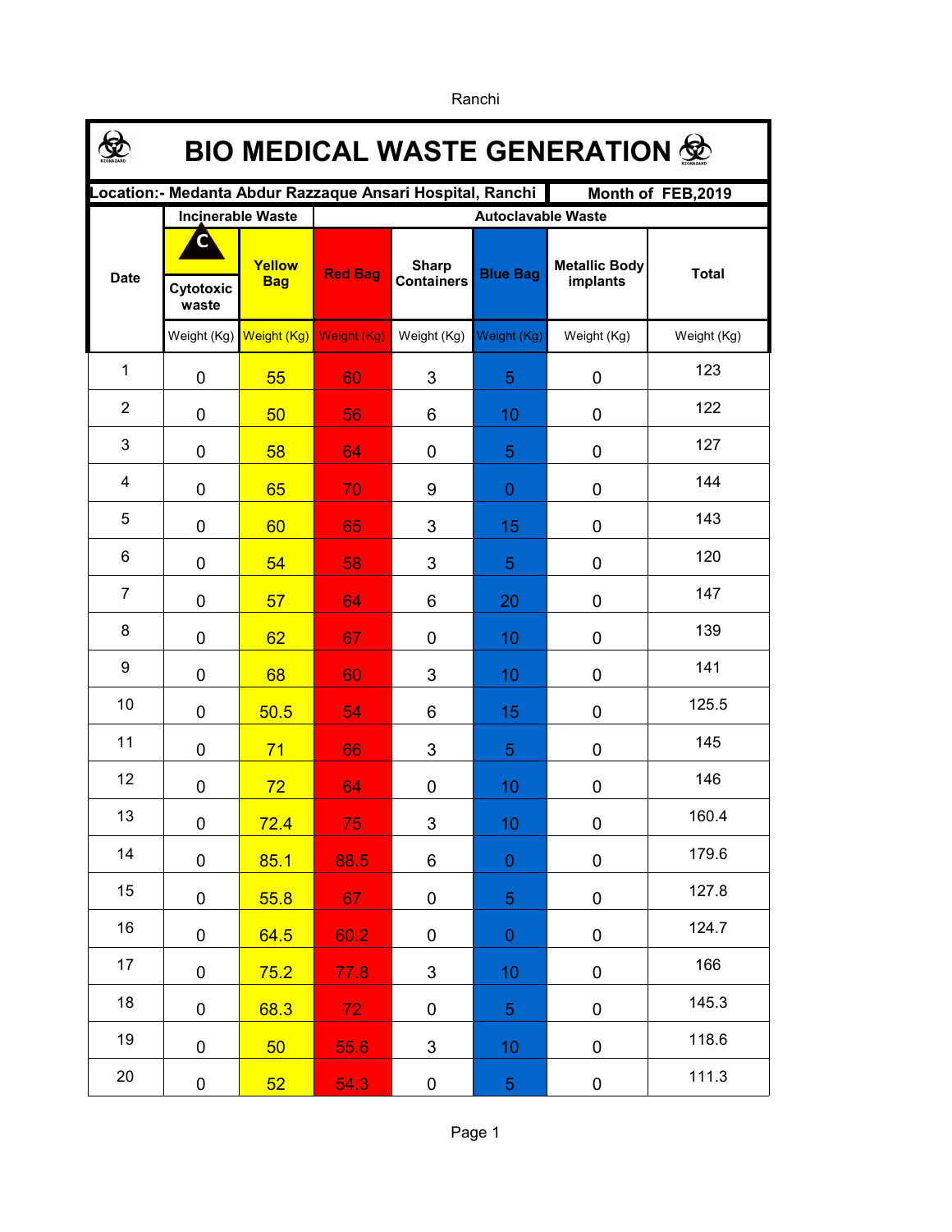Ranchi

# BIO MEDICAL WASTE GENERATION

**Location:- Medanta Abdur Razzaque Ansari Hospital, Ranchi** | **Month of FEB,2019**

| Date | Incinerable Waste | | Autoclavable Waste | | | | Total |
|---|---|---|---|---|---|---|---|
| | C Cytotoxic waste | Yellow Bag | Red Bag | Sharp Containers | Blue Bag | Metallic Body implants | Total |
| | Weight (Kg) | Weight (Kg) | Weight (Kg) | Weight (Kg) | Weight (Kg) | Weight (Kg) | Weight (Kg) |
| 1 | 0 | 55 | 60 | 3 | 5 | 0 | 123 |
| 2 | 0 | 50 | 56 | 6 | 10 | 0 | 122 |
| 3 | 0 | 58 | 64 | 0 | 5 | 0 | 127 |
| 4 | 0 | 65 | 70 | 9 | 0 | 0 | 144 |
| 5 | 0 | 60 | 65 | 3 | 15 | 0 | 143 |
| 6 | 0 | 54 | 58 | 3 | 5 | 0 | 120 |
| 7 | 0 | 57 | 64 | 6 | 20 | 0 | 147 |
| 8 | 0 | 62 | 67 | 0 | 10 | 0 | 139 |
| 9 | 0 | 68 | 60 | 3 | 10 | 0 | 141 |
| 10 | 0 | 50.5 | 54 | 6 | 15 | 0 | 125.5 |
| 11 | 0 | 71 | 66 | 3 | 5 | 0 | 145 |
| 12 | 0 | 72 | 64 | 0 | 10 | 0 | 146 |
| 13 | 0 | 72.4 | 75 | 3 | 10 | 0 | 160.4 |
| 14 | 0 | 85.1 | 88.5 | 6 | 0 | 0 | 179.6 |
| 15 | 0 | 55.8 | 67 | 0 | 5 | 0 | 127.8 |
| 16 | 0 | 64.5 | 60.2 | 0 | 0 | 0 | 124.7 |
| 17 | 0 | 75.2 | 77.8 | 3 | 10 | 0 | 166 |
| 18 | 0 | 68.3 | 72 | 0 | 5 | 0 | 145.3 |
| 19 | 0 | 50 | 55.6 | 3 | 10 | 0 | 118.6 |
| 20 | 0 | 52 | 54.3 | 0 | 5 | 0 | 111.3 |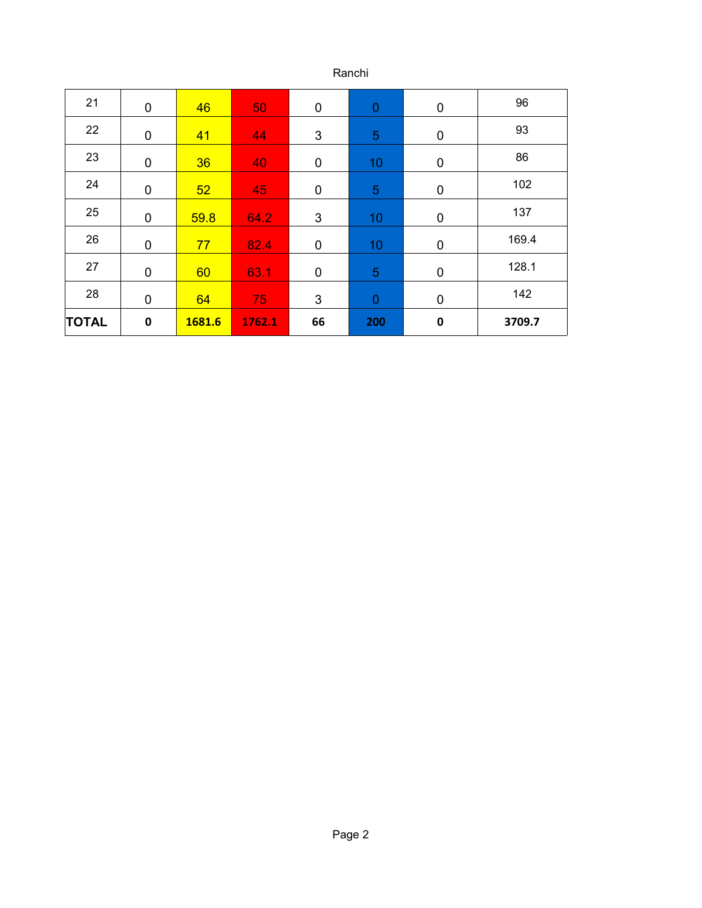Ranchi

| | | | | | | | |
|---|---|---|---|---|---|---|---|
| 21 | 0 | 46 | 50 | 0 | 0 | 0 | 96 |
| 22 | 0 | 41 | 44 | 3 | 5 | 0 | 93 |
| 23 | 0 | 36 | 40 | 0 | 10 | 0 | 86 |
| 24 | 0 | 52 | 45 | 0 | 5 | 0 | 102 |
| 25 | 0 | 59.8 | 64.2 | 3 | 10 | 0 | 137 |
| 26 | 0 | 77 | 82.4 | 0 | 10 | 0 | 169.4 |
| 27 | 0 | 60 | 63.1 | 0 | 5 | 0 | 128.1 |
| 28 | 0 | 64 | 75 | 3 | 0 | 0 | 142 |
| **TOTAL** | **0** | **1681.6** | **1762.1** | **66** | **200** | **0** | **3709.7** |